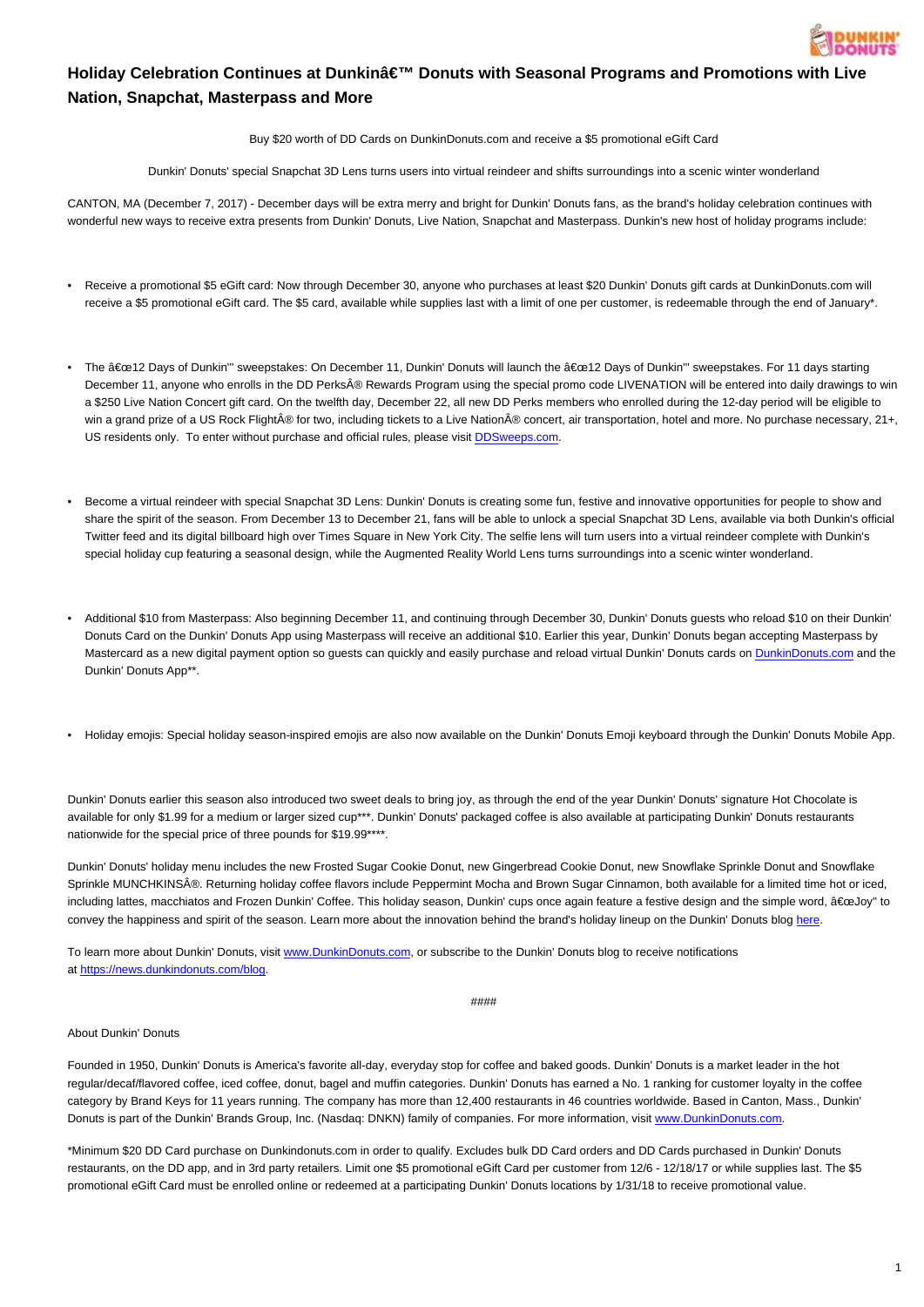# Holiday Celebration Continues at Dunkinâ€™ Donuts with Seasonal Programs and Promotions with Live Nation, Snapchat, Masterpass and More

Buy $20 worth of DD Cards on DunkinDonuts.com and receive a $5 promotional eGift Card

Dunkin' Donuts' special Snapchat 3D Lens turns users into virtual reindeer and shifts surroundings into a scenic winter wonderland

CANTON, MA (December 7, 2017) - December days will be extra merry and bright for Dunkin' Donuts fans, as the brand's holiday celebration continues with wonderful new ways to receive extra presents from Dunkin' Donuts, Live Nation, Snapchat and Masterpass. Dunkin's new host of holiday programs include:

- Receive a promotional $5 eGift card: Now through December 30, anyone who purchases at least $20 Dunkin' Donuts gift cards at DunkinDonuts.com will receive a $5 promotional eGift card. The $5 card, available while supplies last with a limit of one per customer, is redeemable through the end of January*.

- The â€œ12 Days of Dunkin'" sweepstakes: On December 11, Dunkin' Donuts will launch the â€œ12 Days of Dunkin'" sweepstakes. For 11 days starting December 11, anyone who enrolls in the DD PerksÂ® Rewards Program using the special promo code LIVENATION will be entered into daily drawings to win a $250 Live Nation Concert gift card. On the twelfth day, December 22, all new DD Perks members who enrolled during the 12-day period will be eligible to win a grand prize of a US Rock FlightÂ® for two, including tickets to a Live NationÂ® concert, air transportation, hotel and more. No purchase necessary, 21+, US residents only. To enter without purchase and official rules, please visit [DDSweeps.com](DDSweeps.com).

- Become a virtual reindeer with special Snapchat 3D Lens: Dunkin' Donuts is creating some fun, festive and innovative opportunities for people to show and share the spirit of the season. From December 13 to December 21, fans will be able to unlock a special Snapchat 3D Lens, available via both Dunkin's official Twitter feed and its digital billboard high over Times Square in New York City. The selfie lens will turn users into a virtual reindeer complete with Dunkin's special holiday cup featuring a seasonal design, while the Augmented Reality World Lens turns surroundings into a scenic winter wonderland.

- Additional $10 from Masterpass: Also beginning December 11, and continuing through December 30, Dunkin' Donuts guests who reload $10 on their Dunkin' Donuts Card on the Dunkin' Donuts App using Masterpass will receive an additional $10. Earlier this year, Dunkin' Donuts began accepting Masterpass by Mastercard as a new digital payment option so guests can quickly and easily purchase and reload virtual Dunkin' Donuts cards on [DunkinDonuts.com](DunkinDonuts.com) and the Dunkin' Donuts App**.

- Holiday emojis: Special holiday season-inspired emojis are also now available on the Dunkin' Donuts Emoji keyboard through the Dunkin' Donuts Mobile App.

Dunkin' Donuts earlier this season also introduced two sweet deals to bring joy, as through the end of the year Dunkin' Donuts' signature Hot Chocolate is available for only $1.99 for a medium or larger sized cup***. Dunkin' Donuts' packaged coffee is also available at participating Dunkin' Donuts restaurants nationwide for the special price of three pounds for $19.99****.

Dunkin' Donuts' holiday menu includes the new Frosted Sugar Cookie Donut, new Gingerbread Cookie Donut, new Snowflake Sprinkle Donut and Snowflake Sprinkle MUNCHKINSÂ®. Returning holiday coffee flavors include Peppermint Mocha and Brown Sugar Cinnamon, both available for a limited time hot or iced, including lattes, macchiatos and Frozen Dunkin' Coffee. This holiday season, Dunkin' cups once again feature a festive design and the simple word, â€œJoy" to convey the happiness and spirit of the season. Learn more about the innovation behind the brand's holiday lineup on the Dunkin' Donuts blog here.

To learn more about Dunkin' Donuts, visit [www.DunkinDonuts.com](www.DunkinDonuts.com), or subscribe to the Dunkin' Donuts blog to receive notifications at <https://news.dunkindonuts.com/blog>.

####

About Dunkin' Donuts

Founded in 1950, Dunkin' Donuts is America's favorite all-day, everyday stop for coffee and baked goods. Dunkin' Donuts is a market leader in the hot regular/decaf/flavored coffee, iced coffee, donut, bagel and muffin categories. Dunkin' Donuts has earned a No. 1 ranking for customer loyalty in the coffee category by Brand Keys for 11 years running. The company has more than 12,400 restaurants in 46 countries worldwide. Based in Canton, Mass., Dunkin' Donuts is part of the Dunkin' Brands Group, Inc. (Nasdaq: DNKN) family of companies. For more information, visit [www.DunkinDonuts.com](www.DunkinDonuts.com).

*Minimum $20 DD Card purchase on Dunkindonuts.com in order to qualify. Excludes bulk DD Card orders and DD Cards purchased in Dunkin' Donuts restaurants, on the DD app, and in 3rd party retailers. Limit one $5 promotional eGift Card per customer from 12/6 - 12/18/17 or while supplies last. The $5 promotional eGift Card must be enrolled online or redeemed at a participating Dunkin' Donuts locations by 1/31/18 to receive promotional value.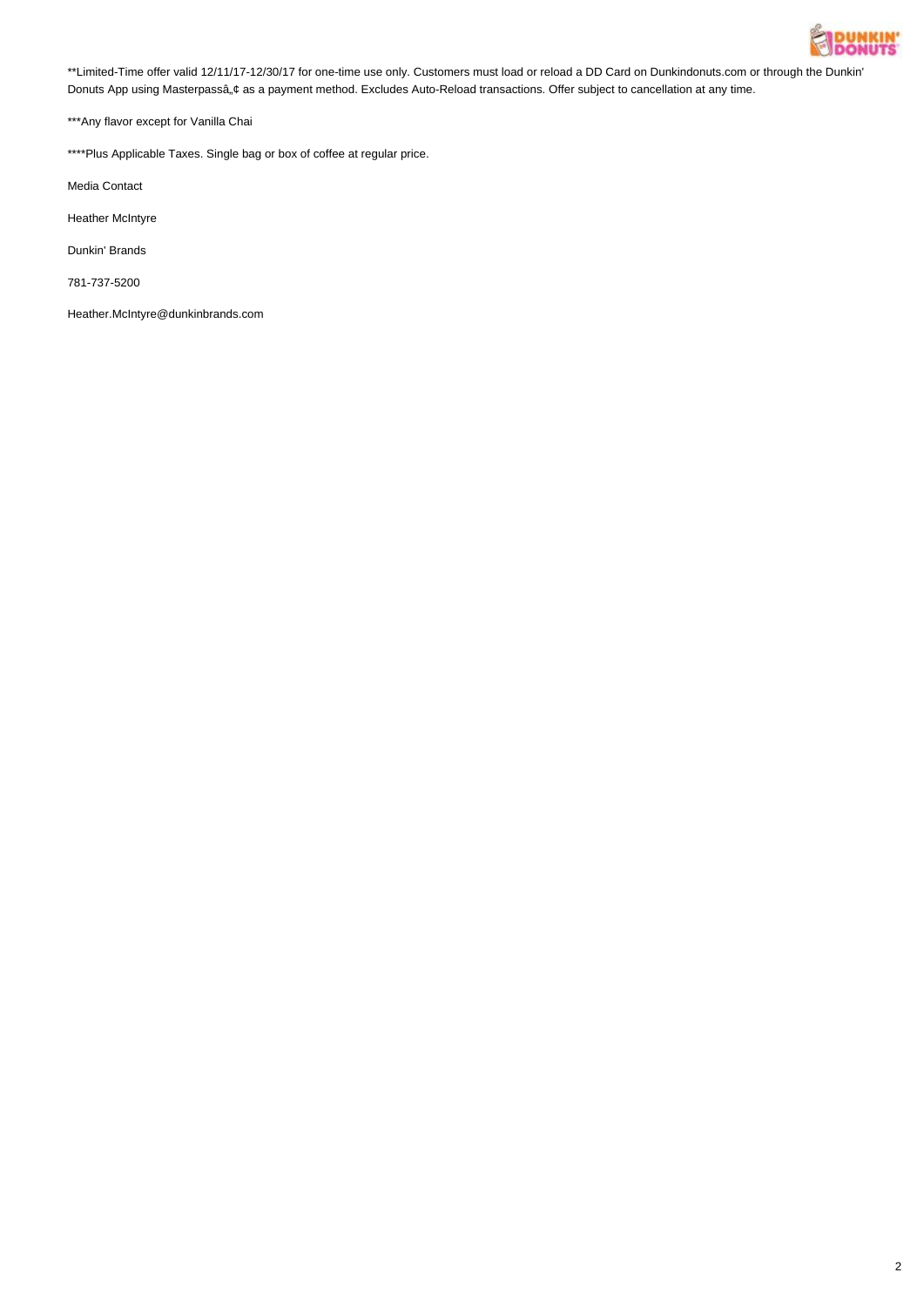**Limited-Time offer valid 12/11/17-12/30/17 for one-time use only. Customers must load or reload a DD Card on Dunkindonuts.com or through the Dunkin' Donuts App using Masterpassâ„¢ as a payment method. Excludes Auto-Reload transactions. Offer subject to cancellation at any time.

***Any flavor except for Vanilla Chai

****Plus Applicable Taxes. Single bag or box of coffee at regular price.

Media Contact

Heather McIntyre

Dunkin' Brands

781-737-5200

Heather.McIntyre@dunkinbrands.com